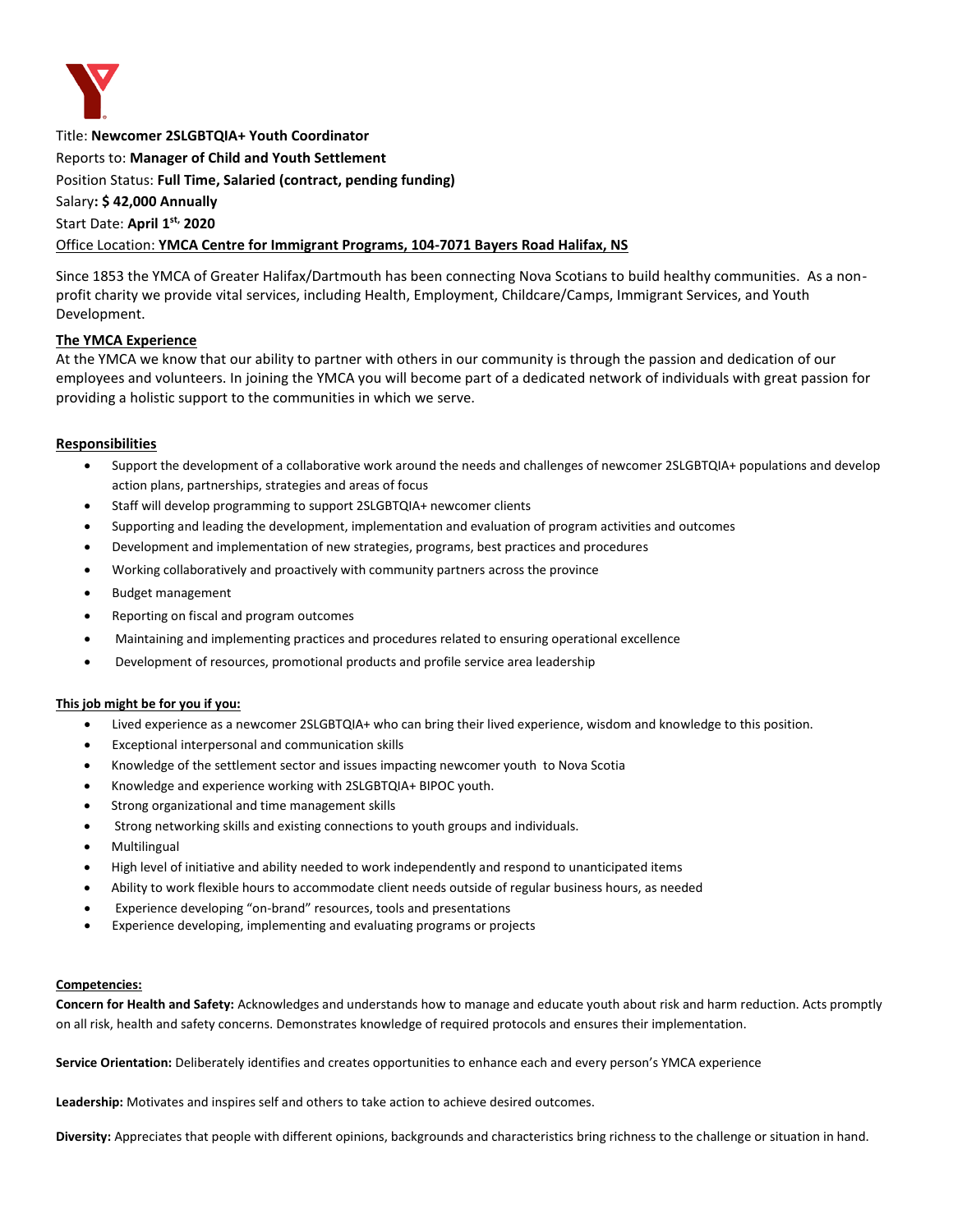Title: **Newcomer 2SLGBTQIA+ Youth Coordinator**

Reports to: **Manager of Child and Youth Settlement**

Position Status: **Full Time, Salaried (contract, pending funding)**

Salary**: $ 42,000 Annually**

Start Date: **April 1st, 2020**

Office Location: **YMCA Centre for Immigrant Programs, 104-7071 Bayers Road Halifax, NS**

Since 1853 the YMCA of Greater Halifax/Dartmouth has been connecting Nova Scotians to build healthy communities. As a non-profit charity we provide vital services, including Health, Employment, Childcare/Camps, Immigrant Services, and Youth Development.

**The YMCA Experience**

At the YMCA we know that our ability to partner with others in our community is through the passion and dedication of our employees and volunteers. In joining the YMCA you will become part of a dedicated network of individuals with great passion for providing a holistic support to the communities in which we serve.

**Responsibilities**

- Support the development of a collaborative work around the needs and challenges of newcomer 2SLGBTQIA+ populations and develop action plans, partnerships, strategies and areas of focus
- Staff will develop programming to support 2SLGBTQIA+ newcomer clients
- Supporting and leading the development, implementation and evaluation of program activities and outcomes
- Development and implementation of new strategies, programs, best practices and procedures
- Working collaboratively and proactively with community partners across the province
- Budget management
- Reporting on fiscal and program outcomes
- Maintaining and implementing practices and procedures related to ensuring operational excellence
- Development of resources, promotional products and profile service area leadership

**This job might be for you if you:**

- Lived experience as a newcomer 2SLGBTQIA+ who can bring their lived experience, wisdom and knowledge to this position.
- Exceptional interpersonal and communication skills
- Knowledge of the settlement sector and issues impacting newcomer youth to Nova Scotia
- Knowledge and experience working with 2SLGBTQIA+ BIPOC youth.
- Strong organizational and time management skills
- Strong networking skills and existing connections to youth groups and individuals.
- Multilingual
- High level of initiative and ability needed to work independently and respond to unanticipated items
- Ability to work flexible hours to accommodate client needs outside of regular business hours, as needed
- Experience developing "on-brand" resources, tools and presentations
- Experience developing, implementing and evaluating programs or projects

**Competencies:**

**Concern for Health and Safety:** Acknowledges and understands how to manage and educate youth about risk and harm reduction. Acts promptly on all risk, health and safety concerns. Demonstrates knowledge of required protocols and ensures their implementation.

**Service Orientation:** Deliberately identifies and creates opportunities to enhance each and every person's YMCA experience

**Leadership:** Motivates and inspires self and others to take action to achieve desired outcomes.

**Diversity:** Appreciates that people with different opinions, backgrounds and characteristics bring richness to the challenge or situation in hand.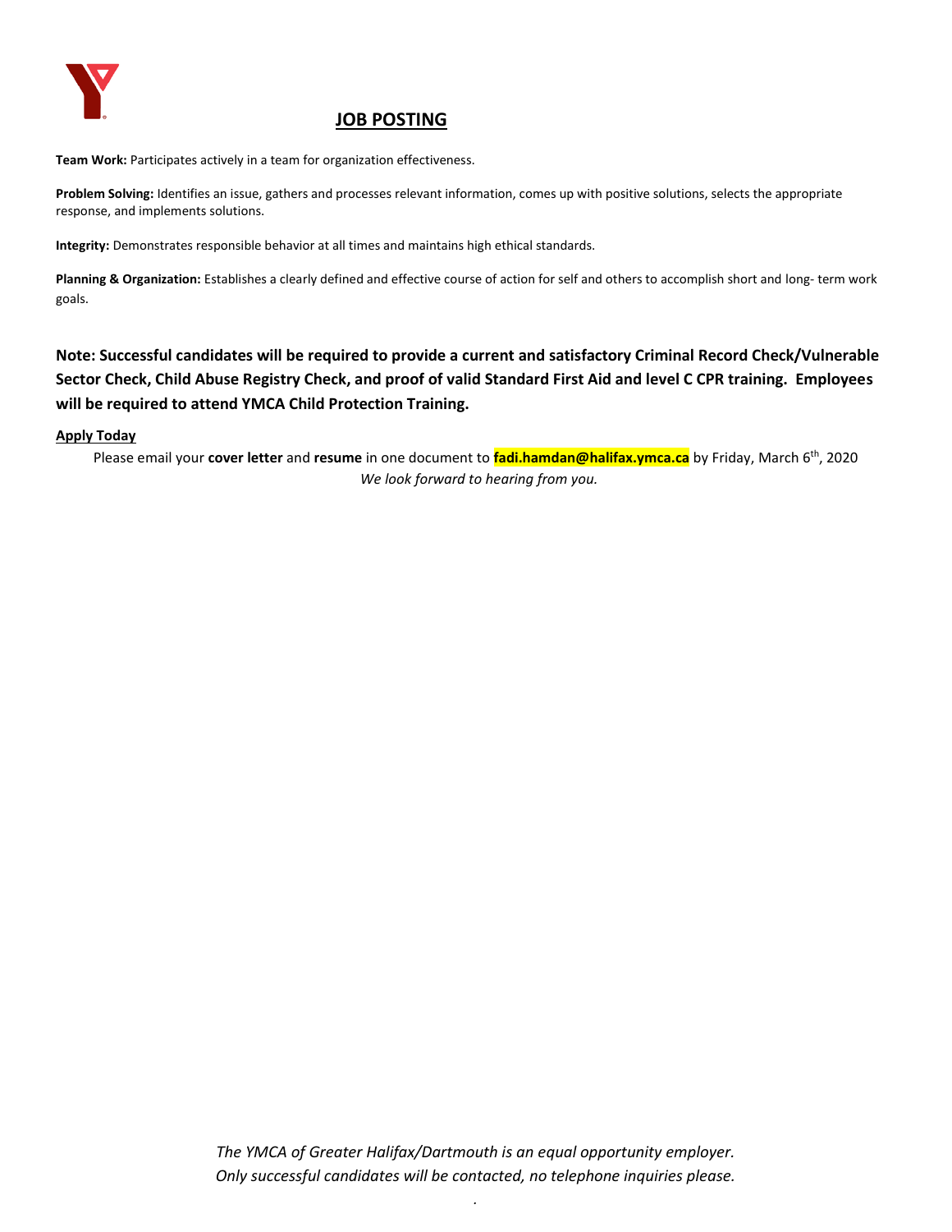## JOB POSTING

**Team Work:** Participates actively in a team for organization effectiveness.

**Problem Solving:** Identifies an issue, gathers and processes relevant information, comes up with positive solutions, selects the appropriate response, and implements solutions.

**Integrity:** Demonstrates responsible behavior at all times and maintains high ethical standards.

**Planning & Organization:** Establishes a clearly defined and effective course of action for self and others to accomplish short and long- term work goals.

**Note: Successful candidates will be required to provide a current and satisfactory Criminal Record Check/Vulnerable Sector Check, Child Abuse Registry Check, and proof of valid Standard First Aid and level C CPR training. Employees will be required to attend YMCA Child Protection Training.**

**Apply Today**

Please email your **cover letter** and **resume** in one document to **fadi.hamdan@halifax.ymca.ca** by Friday, March 6th, 2020

*We look forward to hearing from you.*

*The YMCA of Greater Halifax/Dartmouth is an equal opportunity employer.*
*Only successful candidates will be contacted, no telephone inquiries please.*